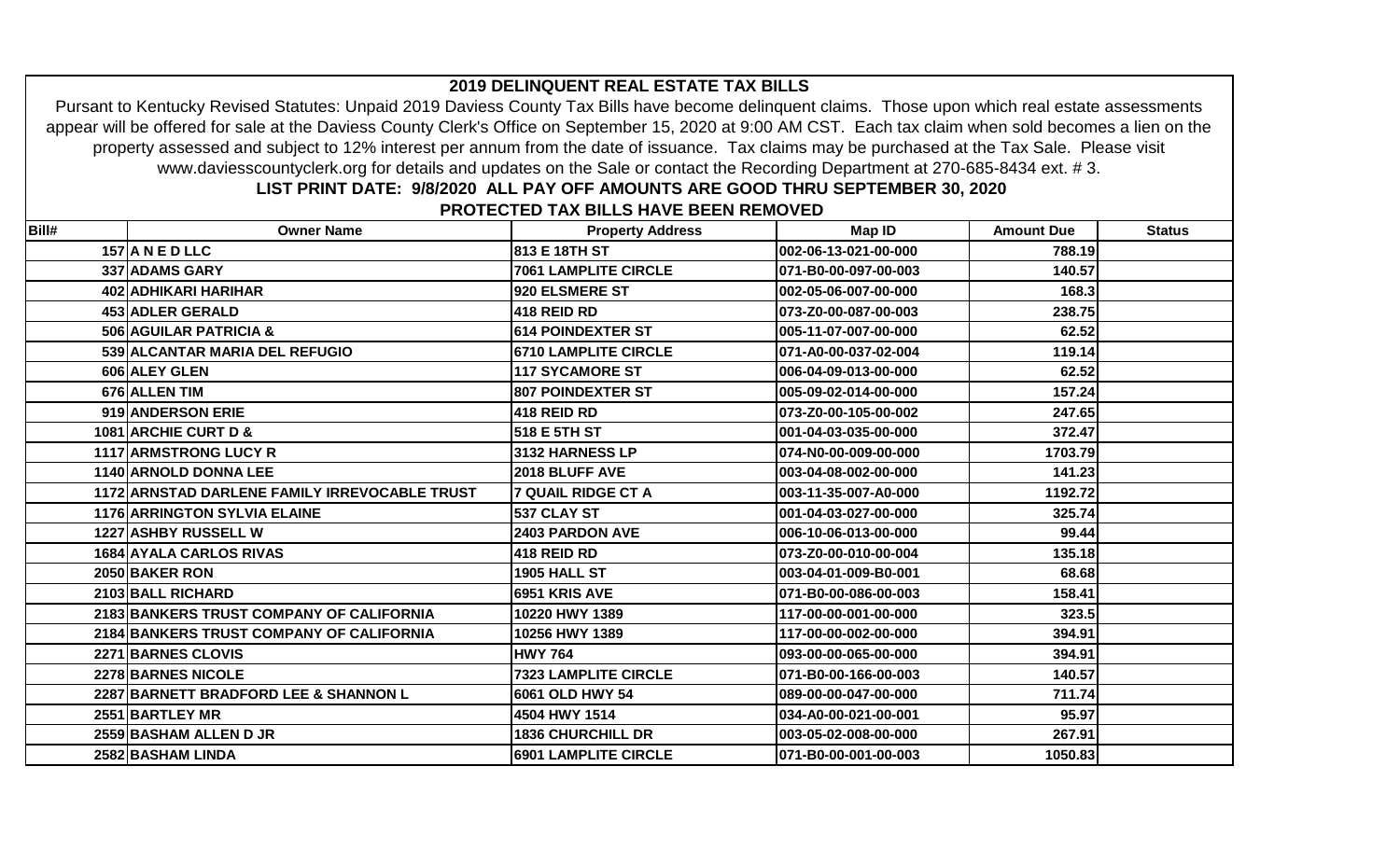# 2019 DELINQUENT REAL ESTATE TAX BILLS

Pursant to Kentucky Revised Statutes: Unpaid 2019 Daviess County Tax Bills have become delinquent claims. Those upon which real estate assessments appear will be offered for sale at the Daviess County Clerk's Office on September 15, 2020 at 9:00 AM CST. Each tax claim when sold becomes a lien on the property assessed and subject to 12% interest per annum from the date of issuance. Tax claims may be purchased at the Tax Sale. Please visit www.daviesscountyclerk.org for details and updates on the Sale or contact the Recording Department at 270-685-8434 ext. # 3.

**LIST PRINT DATE: 9/8/2020 ALL PAY OFF AMOUNTS ARE GOOD THRU SEPTEMBER 30, 2020**

**PROTECTED TAX BILLS HAVE BEEN REMOVED**

| Bill# | Owner Name | Property Address | Map ID | Amount Due | Status |
|---|---|---|---|---|---|
| 157 | A N E D LLC | 813 E 18TH ST | 002-06-13-021-00-000 | 788.19 | |
| 337 | ADAMS GARY | 7061 LAMPLITE CIRCLE | 071-B0-00-097-00-003 | 140.57 | |
| 402 | ADHIKARI HARIHAR | 920 ELSMERE ST | 002-05-06-007-00-000 | 168.3 | |
| 453 | ADLER GERALD | 418 REID RD | 073-Z0-00-087-00-003 | 238.75 | |
| 506 | AGUILAR PATRICIA & | 614 POINDEXTER ST | 005-11-07-007-00-000 | 62.52 | |
| 539 | ALCANTAR MARIA DEL REFUGIO | 6710 LAMPLITE CIRCLE | 071-A0-00-037-02-004 | 119.14 | |
| 606 | ALEY GLEN | 117 SYCAMORE ST | 006-04-09-013-00-000 | 62.52 | |
| 676 | ALLEN TIM | 807 POINDEXTER ST | 005-09-02-014-00-000 | 157.24 | |
| 919 | ANDERSON ERIE | 418 REID RD | 073-Z0-00-105-00-002 | 247.65 | |
| 1081 | ARCHIE CURT D & | 518 E 5TH ST | 001-04-03-035-00-000 | 372.47 | |
| 1117 | ARMSTRONG LUCY R | 3132 HARNESS LP | 074-N0-00-009-00-000 | 1703.79 | |
| 1140 | ARNOLD DONNA LEE | 2018 BLUFF AVE | 003-04-08-002-00-000 | 141.23 | |
| 1172 | ARNSTAD DARLENE FAMILY IRREVOCABLE TRUST | 7 QUAIL RIDGE CT A | 003-11-35-007-A0-000 | 1192.72 | |
| 1176 | ARRINGTON SYLVIA ELAINE | 537 CLAY ST | 001-04-03-027-00-000 | 325.74 | |
| 1227 | ASHBY RUSSELL W | 2403 PARDON AVE | 006-10-06-013-00-000 | 99.44 | |
| 1684 | AYALA CARLOS RIVAS | 418 REID RD | 073-Z0-00-010-00-004 | 135.18 | |
| 2050 | BAKER RON | 1905 HALL ST | 003-04-01-009-B0-001 | 68.68 | |
| 2103 | BALL RICHARD | 6951 KRIS AVE | 071-B0-00-086-00-003 | 158.41 | |
| 2183 | BANKERS TRUST COMPANY OF CALIFORNIA | 10220 HWY 1389 | 117-00-00-001-00-000 | 323.5 | |
| 2184 | BANKERS TRUST COMPANY OF CALIFORNIA | 10256 HWY 1389 | 117-00-00-002-00-000 | 394.91 | |
| 2271 | BARNES CLOVIS | HWY 764 | 093-00-00-065-00-000 | 394.91 | |
| 2278 | BARNES NICOLE | 7323 LAMPLITE CIRCLE | 071-B0-00-166-00-003 | 140.57 | |
| 2287 | BARNETT BRADFORD LEE & SHANNON L | 6061 OLD HWY 54 | 089-00-00-047-00-000 | 711.74 | |
| 2551 | BARTLEY MR | 4504 HWY 1514 | 034-A0-00-021-00-001 | 95.97 | |
| 2559 | BASHAM ALLEN D JR | 1836 CHURCHILL DR | 003-05-02-008-00-000 | 267.91 | |
| 2582 | BASHAM LINDA | 6901 LAMPLITE CIRCLE | 071-B0-00-001-00-003 | 1050.83 | |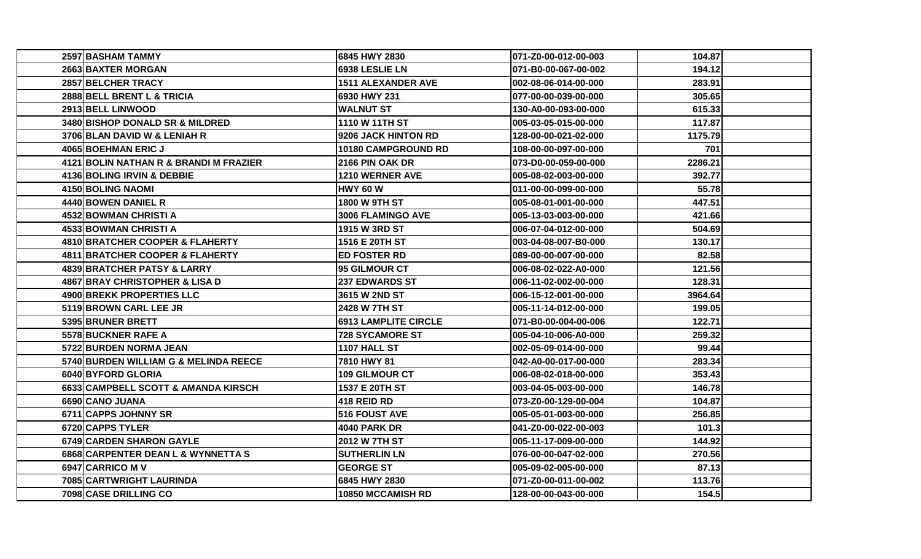| | | | | |
|---|---|---|---|---|
| 2597 | BASHAM TAMMY | 6845 HWY 2830 | 071-Z0-00-012-00-003 | 104.87 |
| 2663 | BAXTER MORGAN | 6938 LESLIE LN | 071-B0-00-067-00-002 | 194.12 |
| 2857 | BELCHER TRACY | 1511 ALEXANDER AVE | 002-08-06-014-00-000 | 283.91 |
| 2888 | BELL BRENT L & TRICIA | 6930 HWY 231 | 077-00-00-039-00-000 | 305.65 |
| 2913 | BELL LINWOOD | WALNUT ST | 130-A0-00-093-00-000 | 615.33 |
| 3480 | BISHOP DONALD SR & MILDRED | 1110 W 11TH ST | 005-03-05-015-00-000 | 117.87 |
| 3706 | BLAN DAVID W & LENIAH R | 9206 JACK HINTON RD | 128-00-00-021-02-000 | 1175.79 |
| 4065 | BOEHMAN ERIC J | 10180 CAMPGROUND RD | 108-00-00-097-00-000 | 701 |
| 4121 | BOLIN NATHAN R & BRANDI M FRAZIER | 2166 PIN OAK DR | 073-D0-00-059-00-000 | 2286.21 |
| 4136 | BOLING IRVIN & DEBBIE | 1210 WERNER AVE | 005-08-02-003-00-000 | 392.77 |
| 4150 | BOLING NAOMI | HWY 60 W | 011-00-00-099-00-000 | 55.78 |
| 4440 | BOWEN DANIEL R | 1800 W 9TH ST | 005-08-01-001-00-000 | 447.51 |
| 4532 | BOWMAN CHRISTI A | 3006 FLAMINGO AVE | 005-13-03-003-00-000 | 421.66 |
| 4533 | BOWMAN CHRISTI A | 1915 W 3RD ST | 006-07-04-012-00-000 | 504.69 |
| 4810 | BRATCHER COOPER & FLAHERTY | 1516 E 20TH ST | 003-04-08-007-B0-000 | 130.17 |
| 4811 | BRATCHER COOPER & FLAHERTY | ED FOSTER RD | 089-00-00-007-00-000 | 82.58 |
| 4839 | BRATCHER PATSY & LARRY | 95 GILMOUR CT | 006-08-02-022-A0-000 | 121.56 |
| 4867 | BRAY CHRISTOPHER & LISA D | 237 EDWARDS ST | 006-11-02-002-00-000 | 128.31 |
| 4900 | BREKK PROPERTIES LLC | 3615 W 2ND ST | 006-15-12-001-00-000 | 3964.64 |
| 5119 | BROWN CARL LEE JR | 2428 W 7TH ST | 005-11-14-012-00-000 | 199.05 |
| 5395 | BRUNER BRETT | 6913 LAMPLITE CIRCLE | 071-B0-00-004-00-006 | 122.71 |
| 5578 | BUCKNER RAFE A | 728 SYCAMORE ST | 005-04-10-006-A0-000 | 259.32 |
| 5722 | BURDEN NORMA JEAN | 1107 HALL ST | 002-05-09-014-00-000 | 99.44 |
| 5740 | BURDEN WILLIAM G & MELINDA REECE | 7810 HWY 81 | 042-A0-00-017-00-000 | 283.34 |
| 6040 | BYFORD GLORIA | 109 GILMOUR CT | 006-08-02-018-00-000 | 353.43 |
| 6633 | CAMPBELL SCOTT & AMANDA KIRSCH | 1537 E 20TH ST | 003-04-05-003-00-000 | 146.78 |
| 6690 | CANO JUANA | 418 REID RD | 073-Z0-00-129-00-004 | 104.87 |
| 6711 | CAPPS JOHNNY SR | 516 FOUST AVE | 005-05-01-003-00-000 | 256.85 |
| 6720 | CAPPS TYLER | 4040 PARK DR | 041-Z0-00-022-00-003 | 101.3 |
| 6749 | CARDEN SHARON GAYLE | 2012 W 7TH ST | 005-11-17-009-00-000 | 144.92 |
| 6868 | CARPENTER DEAN L & WYNNETTA S | SUTHERLIN LN | 076-00-00-047-02-000 | 270.56 |
| 6947 | CARRICO M V | GEORGE ST | 005-09-02-005-00-000 | 87.13 |
| 7085 | CARTWRIGHT LAURINDA | 6845 HWY 2830 | 071-Z0-00-011-00-002 | 113.76 |
| 7098 | CASE DRILLING CO | 10850 MCCAMISH RD | 128-00-00-043-00-000 | 154.5 |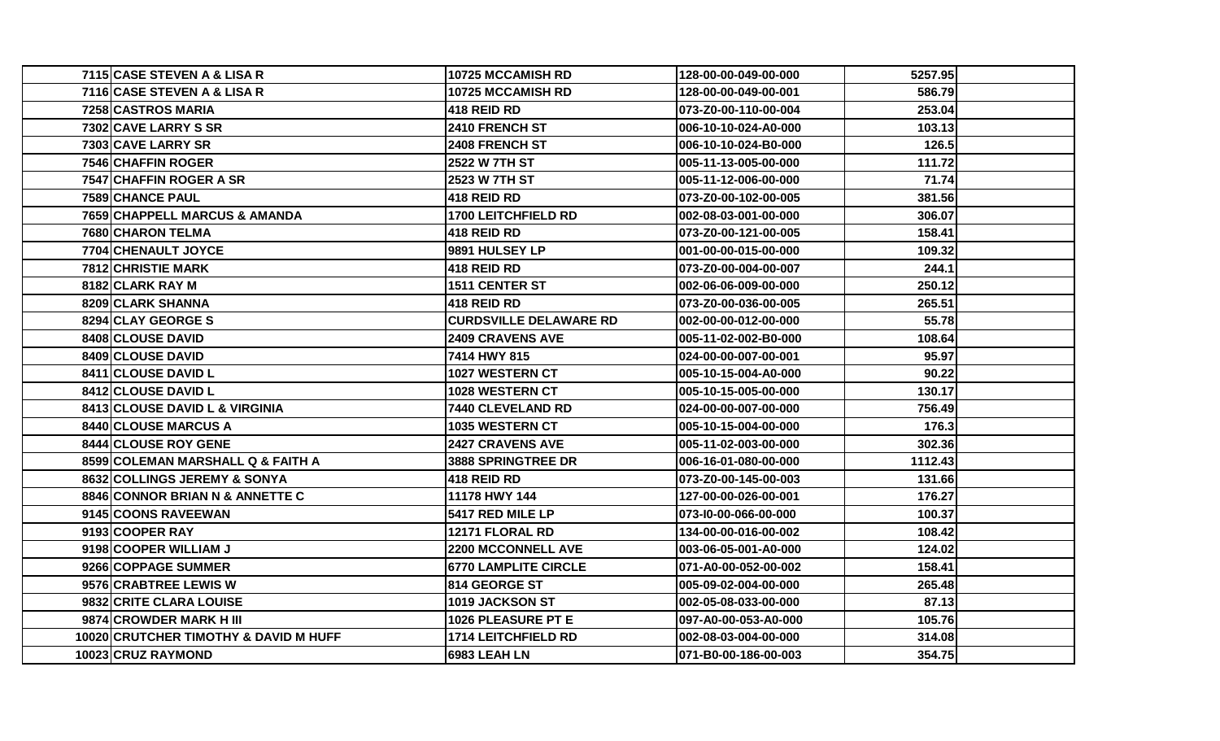| | | | | |
|---|---|---|---|---|
| 7115 | CASE STEVEN A & LISA R | 10725 MCCAMISH RD | 128-00-00-049-00-000 | 5257.95 | |
| 7116 | CASE STEVEN A & LISA R | 10725 MCCAMISH RD | 128-00-00-049-00-001 | 586.79 | |
| 7258 | CASTROS MARIA | 418 REID RD | 073-Z0-00-110-00-004 | 253.04 | |
| 7302 | CAVE LARRY S SR | 2410 FRENCH ST | 006-10-10-024-A0-000 | 103.13 | |
| 7303 | CAVE LARRY SR | 2408 FRENCH ST | 006-10-10-024-B0-000 | 126.5 | |
| 7546 | CHAFFIN ROGER | 2522 W 7TH ST | 005-11-13-005-00-000 | 111.72 | |
| 7547 | CHAFFIN ROGER A SR | 2523 W 7TH ST | 005-11-12-006-00-000 | 71.74 | |
| 7589 | CHANCE PAUL | 418 REID RD | 073-Z0-00-102-00-005 | 381.56 | |
| 7659 | CHAPPELL MARCUS & AMANDA | 1700 LEITCHFIELD RD | 002-08-03-001-00-000 | 306.07 | |
| 7680 | CHARON TELMA | 418 REID RD | 073-Z0-00-121-00-005 | 158.41 | |
| 7704 | CHENAULT JOYCE | 9891 HULSEY LP | 001-00-00-015-00-000 | 109.32 | |
| 7812 | CHRISTIE MARK | 418 REID RD | 073-Z0-00-004-00-007 | 244.1 | |
| 8182 | CLARK RAY M | 1511 CENTER ST | 002-06-06-009-00-000 | 250.12 | |
| 8209 | CLARK SHANNA | 418 REID RD | 073-Z0-00-036-00-005 | 265.51 | |
| 8294 | CLAY GEORGE S | CURDSVILLE DELAWARE RD | 002-00-00-012-00-000 | 55.78 | |
| 8408 | CLOUSE DAVID | 2409 CRAVENS AVE | 005-11-02-002-B0-000 | 108.64 | |
| 8409 | CLOUSE DAVID | 7414 HWY 815 | 024-00-00-007-00-001 | 95.97 | |
| 8411 | CLOUSE DAVID L | 1027 WESTERN CT | 005-10-15-004-A0-000 | 90.22 | |
| 8412 | CLOUSE DAVID L | 1028 WESTERN CT | 005-10-15-005-00-000 | 130.17 | |
| 8413 | CLOUSE DAVID L & VIRGINIA | 7440 CLEVELAND RD | 024-00-00-007-00-000 | 756.49 | |
| 8440 | CLOUSE MARCUS A | 1035 WESTERN CT | 005-10-15-004-00-000 | 176.3 | |
| 8444 | CLOUSE ROY GENE | 2427 CRAVENS AVE | 005-11-02-003-00-000 | 302.36 | |
| 8599 | COLEMAN MARSHALL Q & FAITH A | 3888 SPRINGTREE DR | 006-16-01-080-00-000 | 1112.43 | |
| 8632 | COLLINGS JEREMY & SONYA | 418 REID RD | 073-Z0-00-145-00-003 | 131.66 | |
| 8846 | CONNOR BRIAN N & ANNETTE C | 11178 HWY 144 | 127-00-00-026-00-001 | 176.27 | |
| 9145 | COONS RAVEEWAN | 5417 RED MILE LP | 073-I0-00-066-00-000 | 100.37 | |
| 9193 | COOPER RAY | 12171 FLORAL RD | 134-00-00-016-00-002 | 108.42 | |
| 9198 | COOPER WILLIAM J | 2200 MCCONNELL AVE | 003-06-05-001-A0-000 | 124.02 | |
| 9266 | COPPAGE SUMMER | 6770 LAMPLITE CIRCLE | 071-A0-00-052-00-002 | 158.41 | |
| 9576 | CRABTREE LEWIS W | 814 GEORGE ST | 005-09-02-004-00-000 | 265.48 | |
| 9832 | CRITE CLARA LOUISE | 1019 JACKSON ST | 002-05-08-033-00-000 | 87.13 | |
| 9874 | CROWDER MARK H III | 1026 PLEASURE PT E | 097-A0-00-053-A0-000 | 105.76 | |
| 10020 | CRUTCHER TIMOTHY & DAVID M HUFF | 1714 LEITCHFIELD RD | 002-08-03-004-00-000 | 314.08 | |
| 10023 | CRUZ RAYMOND | 6983 LEAH LN | 071-B0-00-186-00-003 | 354.75 | |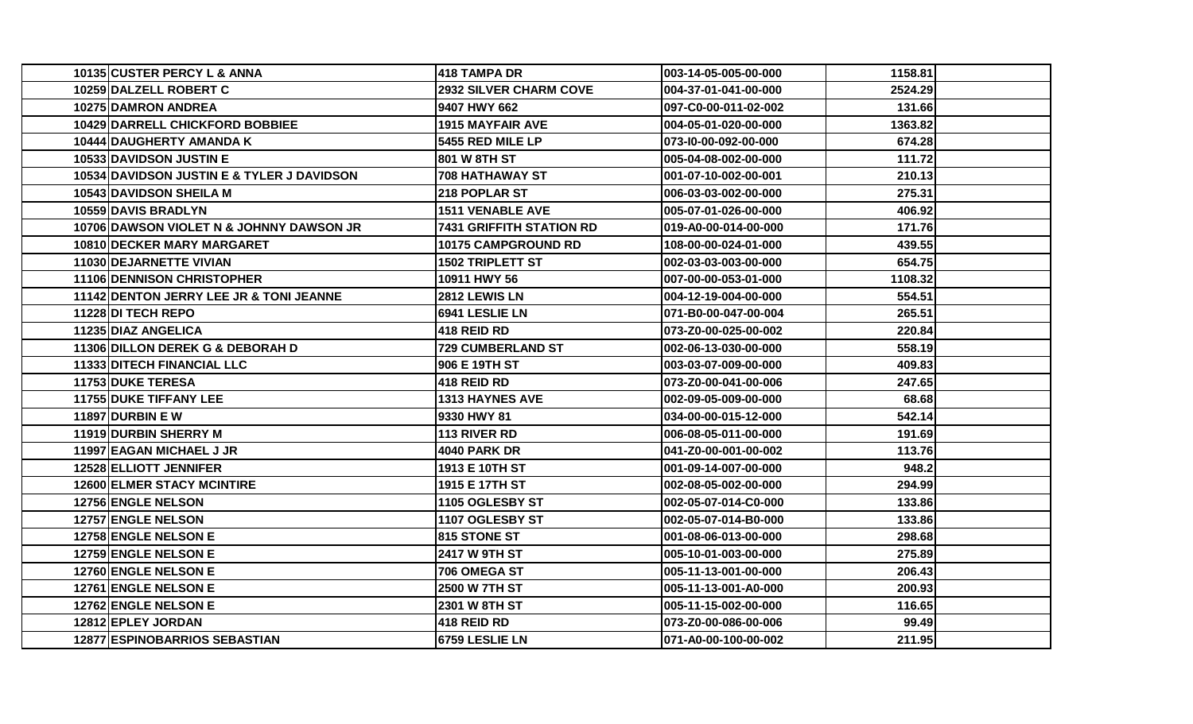| | | | | |
|---|---|---|---|---|
| 10135 | CUSTER PERCY L & ANNA | 418 TAMPA DR | 003-14-05-005-00-000 | 1158.81 |
| 10259 | DALZELL ROBERT C | 2932 SILVER CHARM COVE | 004-37-01-041-00-000 | 2524.29 |
| 10275 | DAMRON ANDREA | 9407 HWY 662 | 097-C0-00-011-02-002 | 131.66 |
| 10429 | DARRELL CHICKFORD BOBBIEE | 1915 MAYFAIR AVE | 004-05-01-020-00-000 | 1363.82 |
| 10444 | DAUGHERTY AMANDA K | 5455 RED MILE LP | 073-I0-00-092-00-000 | 674.28 |
| 10533 | DAVIDSON JUSTIN E | 801 W 8TH ST | 005-04-08-002-00-000 | 111.72 |
| 10534 | DAVIDSON JUSTIN E & TYLER J DAVIDSON | 708 HATHAWAY ST | 001-07-10-002-00-001 | 210.13 |
| 10543 | DAVIDSON SHEILA M | 218 POPLAR ST | 006-03-03-002-00-000 | 275.31 |
| 10559 | DAVIS BRADLYN | 1511 VENABLE AVE | 005-07-01-026-00-000 | 406.92 |
| 10706 | DAWSON VIOLET N & JOHNNY DAWSON JR | 7431 GRIFFITH STATION RD | 019-A0-00-014-00-000 | 171.76 |
| 10810 | DECKER MARY MARGARET | 10175 CAMPGROUND RD | 108-00-00-024-01-000 | 439.55 |
| 11030 | DEJARNETTE VIVIAN | 1502 TRIPLETT ST | 002-03-03-003-00-000 | 654.75 |
| 11106 | DENNISON CHRISTOPHER | 10911 HWY 56 | 007-00-00-053-01-000 | 1108.32 |
| 11142 | DENTON JERRY LEE JR & TONI JEANNE | 2812 LEWIS LN | 004-12-19-004-00-000 | 554.51 |
| 11228 | DI TECH REPO | 6941 LESLIE LN | 071-B0-00-047-00-004 | 265.51 |
| 11235 | DIAZ ANGELICA | 418 REID RD | 073-Z0-00-025-00-002 | 220.84 |
| 11306 | DILLON DEREK G & DEBORAH D | 729 CUMBERLAND ST | 002-06-13-030-00-000 | 558.19 |
| 11333 | DITECH FINANCIAL LLC | 906 E 19TH ST | 003-03-07-009-00-000 | 409.83 |
| 11753 | DUKE TERESA | 418 REID RD | 073-Z0-00-041-00-006 | 247.65 |
| 11755 | DUKE TIFFANY LEE | 1313 HAYNES AVE | 002-09-05-009-00-000 | 68.68 |
| 11897 | DURBIN E W | 9330 HWY 81 | 034-00-00-015-12-000 | 542.14 |
| 11919 | DURBIN SHERRY M | 113 RIVER RD | 006-08-05-011-00-000 | 191.69 |
| 11997 | EAGAN MICHAEL J JR | 4040 PARK DR | 041-Z0-00-001-00-002 | 113.76 |
| 12528 | ELLIOTT JENNIFER | 1913 E 10TH ST | 001-09-14-007-00-000 | 948.2 |
| 12600 | ELMER STACY MCINTIRE | 1915 E 17TH ST | 002-08-05-002-00-000 | 294.99 |
| 12756 | ENGLE NELSON | 1105 OGLESBY ST | 002-05-07-014-C0-000 | 133.86 |
| 12757 | ENGLE NELSON | 1107 OGLESBY ST | 002-05-07-014-B0-000 | 133.86 |
| 12758 | ENGLE NELSON E | 815 STONE ST | 001-08-06-013-00-000 | 298.68 |
| 12759 | ENGLE NELSON E | 2417 W 9TH ST | 005-10-01-003-00-000 | 275.89 |
| 12760 | ENGLE NELSON E | 706 OMEGA ST | 005-11-13-001-00-000 | 206.43 |
| 12761 | ENGLE NELSON E | 2500 W 7TH ST | 005-11-13-001-A0-000 | 200.93 |
| 12762 | ENGLE NELSON E | 2301 W 8TH ST | 005-11-15-002-00-000 | 116.65 |
| 12812 | EPLEY JORDAN | 418 REID RD | 073-Z0-00-086-00-006 | 99.49 |
| 12877 | ESPINOBARRIOS SEBASTIAN | 6759 LESLIE LN | 071-A0-00-100-00-002 | 211.95 |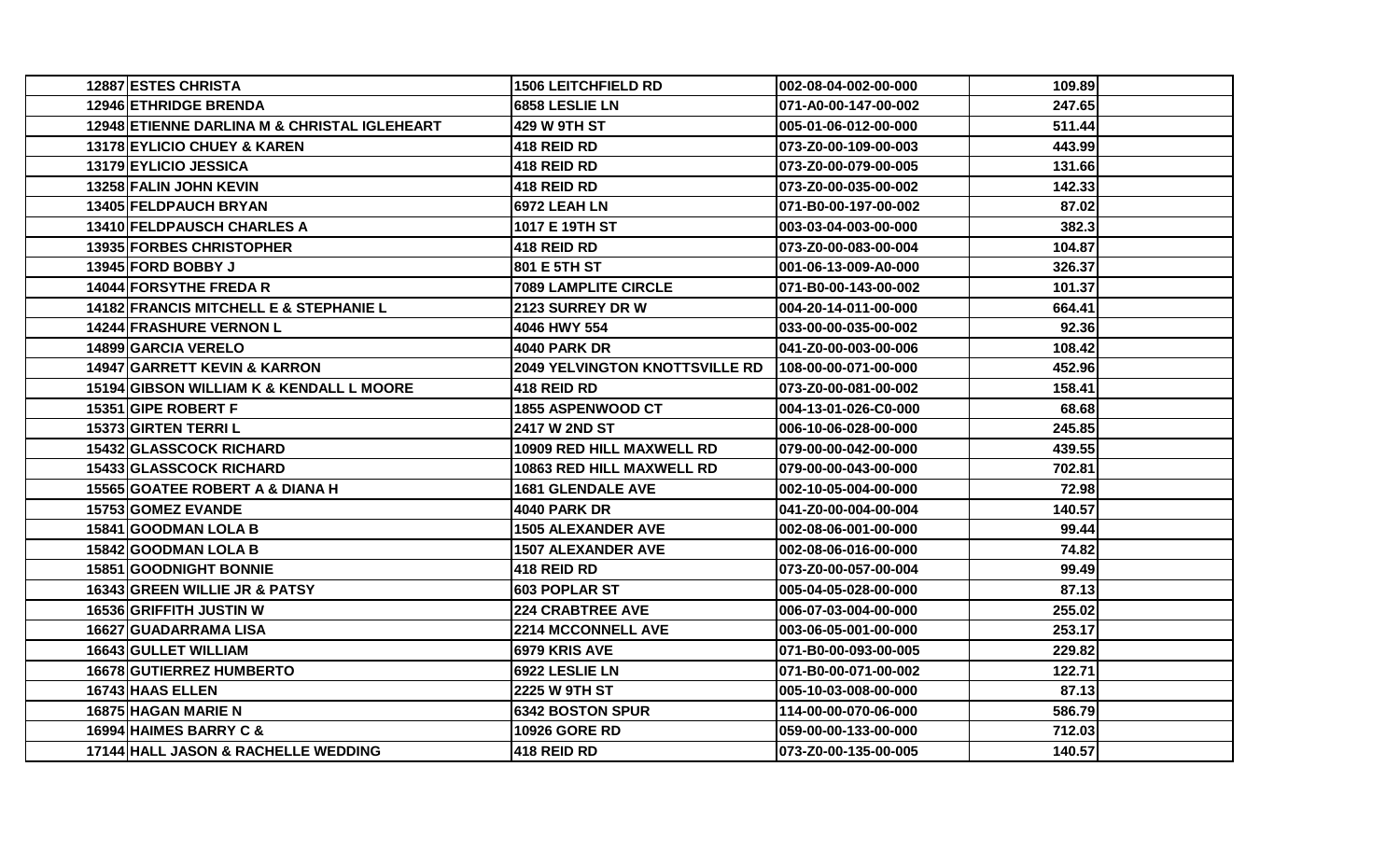| | | | | |
|---|---|---|---|---|
| 12887 | ESTES CHRISTA | 1506 LEITCHFIELD RD | 002-08-04-002-00-000 | 109.89 |
| 12946 | ETHRIDGE BRENDA | 6858 LESLIE LN | 071-A0-00-147-00-002 | 247.65 |
| 12948 | ETIENNE DARLINA M & CHRISTAL IGLEHEART | 429 W 9TH ST | 005-01-06-012-00-000 | 511.44 |
| 13178 | EYLICIO CHUEY & KAREN | 418 REID RD | 073-Z0-00-109-00-003 | 443.99 |
| 13179 | EYLICIO JESSICA | 418 REID RD | 073-Z0-00-079-00-005 | 131.66 |
| 13258 | FALIN JOHN KEVIN | 418 REID RD | 073-Z0-00-035-00-002 | 142.33 |
| 13405 | FELDPAUCH BRYAN | 6972 LEAH LN | 071-B0-00-197-00-002 | 87.02 |
| 13410 | FELDPAUSCH CHARLES A | 1017 E 19TH ST | 003-03-04-003-00-000 | 382.3 |
| 13935 | FORBES CHRISTOPHER | 418 REID RD | 073-Z0-00-083-00-004 | 104.87 |
| 13945 | FORD BOBBY J | 801 E 5TH ST | 001-06-13-009-A0-000 | 326.37 |
| 14044 | FORSYTHE FREDA R | 7089 LAMPLITE CIRCLE | 071-B0-00-143-00-002 | 101.37 |
| 14182 | FRANCIS MITCHELL E & STEPHANIE L | 2123 SURREY DR W | 004-20-14-011-00-000 | 664.41 |
| 14244 | FRASHURE VERNON L | 4046 HWY 554 | 033-00-00-035-00-002 | 92.36 |
| 14899 | GARCIA VERELO | 4040 PARK DR | 041-Z0-00-003-00-006 | 108.42 |
| 14947 | GARRETT KEVIN & KARRON | 2049 YELVINGTON KNOTTSVILLE RD | 108-00-00-071-00-000 | 452.96 |
| 15194 | GIBSON WILLIAM K & KENDALL L MOORE | 418 REID RD | 073-Z0-00-081-00-002 | 158.41 |
| 15351 | GIPE ROBERT F | 1855 ASPENWOOD CT | 004-13-01-026-C0-000 | 68.68 |
| 15373 | GIRTEN TERRI L | 2417 W 2ND ST | 006-10-06-028-00-000 | 245.85 |
| 15432 | GLASSCOCK RICHARD | 10909 RED HILL MAXWELL RD | 079-00-00-042-00-000 | 439.55 |
| 15433 | GLASSCOCK RICHARD | 10863 RED HILL MAXWELL RD | 079-00-00-043-00-000 | 702.81 |
| 15565 | GOATEE ROBERT A & DIANA H | 1681 GLENDALE AVE | 002-10-05-004-00-000 | 72.98 |
| 15753 | GOMEZ EVANDE | 4040 PARK DR | 041-Z0-00-004-00-004 | 140.57 |
| 15841 | GOODMAN LOLA B | 1505 ALEXANDER AVE | 002-08-06-001-00-000 | 99.44 |
| 15842 | GOODMAN LOLA B | 1507 ALEXANDER AVE | 002-08-06-016-00-000 | 74.82 |
| 15851 | GOODNIGHT BONNIE | 418 REID RD | 073-Z0-00-057-00-004 | 99.49 |
| 16343 | GREEN WILLIE JR & PATSY | 603 POPLAR ST | 005-04-05-028-00-000 | 87.13 |
| 16536 | GRIFFITH JUSTIN W | 224 CRABTREE AVE | 006-07-03-004-00-000 | 255.02 |
| 16627 | GUADARRAMA LISA | 2214 MCCONNELL AVE | 003-06-05-001-00-000 | 253.17 |
| 16643 | GULLET WILLIAM | 6979 KRIS AVE | 071-B0-00-093-00-005 | 229.82 |
| 16678 | GUTIERREZ HUMBERTO | 6922 LESLIE LN | 071-B0-00-071-00-002 | 122.71 |
| 16743 | HAAS ELLEN | 2225 W 9TH ST | 005-10-03-008-00-000 | 87.13 |
| 16875 | HAGAN MARIE N | 6342 BOSTON SPUR | 114-00-00-070-06-000 | 586.79 |
| 16994 | HAIMES BARRY C & | 10926 GORE RD | 059-00-00-133-00-000 | 712.03 |
| 17144 | HALL JASON & RACHELLE WEDDING | 418 REID RD | 073-Z0-00-135-00-005 | 140.57 |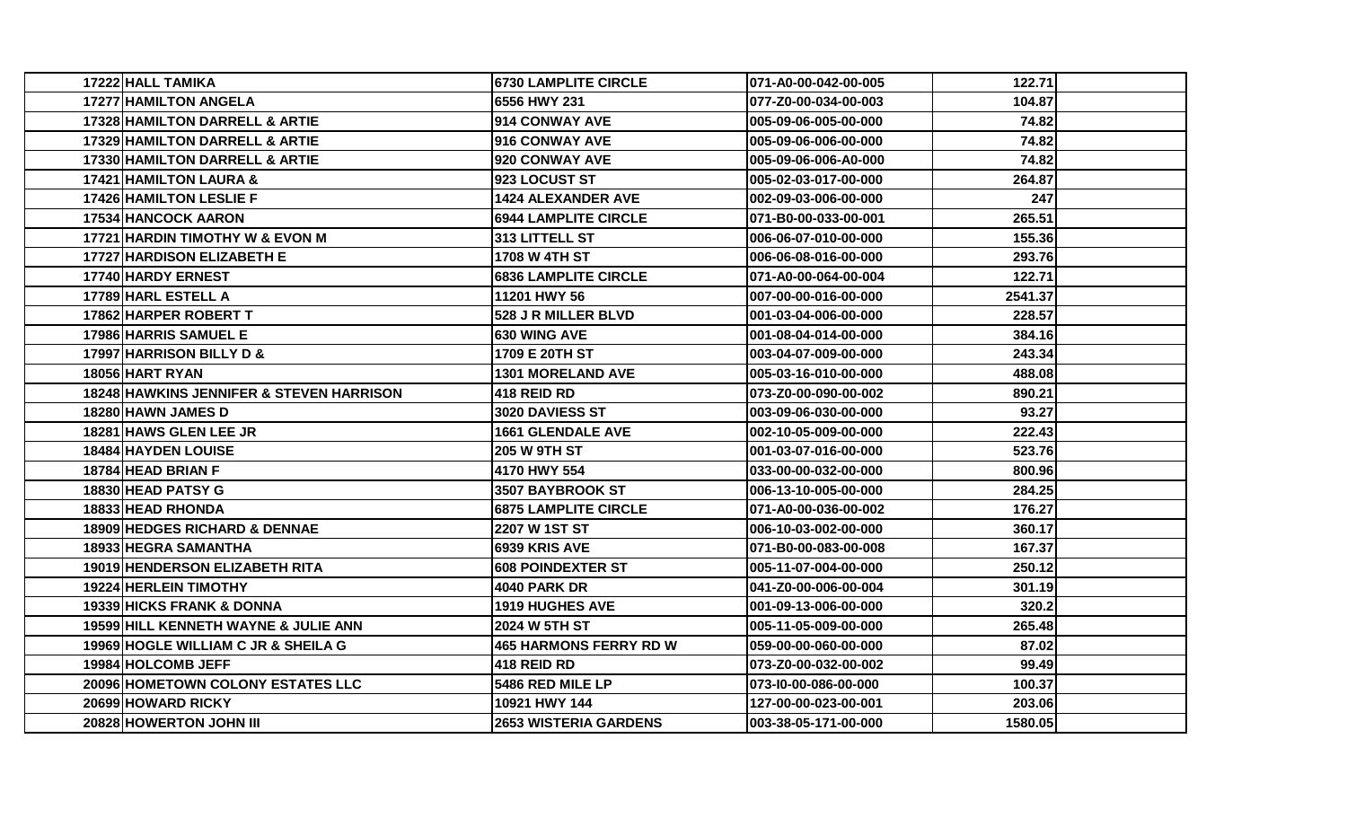| | | | | |
|---|---|---|---|---|
| 17222 | HALL TAMIKA | 6730 LAMPLITE CIRCLE | 071-A0-00-042-00-005 | 122.71 |
| 17277 | HAMILTON ANGELA | 6556 HWY 231 | 077-Z0-00-034-00-003 | 104.87 |
| 17328 | HAMILTON DARRELL & ARTIE | 914 CONWAY AVE | 005-09-06-005-00-000 | 74.82 |
| 17329 | HAMILTON DARRELL & ARTIE | 916 CONWAY AVE | 005-09-06-006-00-000 | 74.82 |
| 17330 | HAMILTON DARRELL & ARTIE | 920 CONWAY AVE | 005-09-06-006-A0-000 | 74.82 |
| 17421 | HAMILTON LAURA & | 923 LOCUST ST | 005-02-03-017-00-000 | 264.87 |
| 17426 | HAMILTON LESLIE F | 1424 ALEXANDER AVE | 002-09-03-006-00-000 | 247 |
| 17534 | HANCOCK AARON | 6944 LAMPLITE CIRCLE | 071-B0-00-033-00-001 | 265.51 |
| 17721 | HARDIN TIMOTHY W & EVON M | 313 LITTELL ST | 006-06-07-010-00-000 | 155.36 |
| 17727 | HARDISON ELIZABETH E | 1708 W 4TH ST | 006-06-08-016-00-000 | 293.76 |
| 17740 | HARDY ERNEST | 6836 LAMPLITE CIRCLE | 071-A0-00-064-00-004 | 122.71 |
| 17789 | HARL ESTELL A | 11201 HWY 56 | 007-00-00-016-00-000 | 2541.37 |
| 17862 | HARPER ROBERT T | 528 J R MILLER BLVD | 001-03-04-006-00-000 | 228.57 |
| 17986 | HARRIS SAMUEL E | 630 WING AVE | 001-08-04-014-00-000 | 384.16 |
| 17997 | HARRISON BILLY D & | 1709 E 20TH ST | 003-04-07-009-00-000 | 243.34 |
| 18056 | HART RYAN | 1301 MORELAND AVE | 005-03-16-010-00-000 | 488.08 |
| 18248 | HAWKINS JENNIFER & STEVEN HARRISON | 418 REID RD | 073-Z0-00-090-00-002 | 890.21 |
| 18280 | HAWN JAMES D | 3020 DAVIESS ST | 003-09-06-030-00-000 | 93.27 |
| 18281 | HAWS GLEN LEE JR | 1661 GLENDALE AVE | 002-10-05-009-00-000 | 222.43 |
| 18484 | HAYDEN LOUISE | 205 W 9TH ST | 001-03-07-016-00-000 | 523.76 |
| 18784 | HEAD BRIAN F | 4170 HWY 554 | 033-00-00-032-00-000 | 800.96 |
| 18830 | HEAD PATSY G | 3507 BAYBROOK ST | 006-13-10-005-00-000 | 284.25 |
| 18833 | HEAD RHONDA | 6875 LAMPLITE CIRCLE | 071-A0-00-036-00-002 | 176.27 |
| 18909 | HEDGES RICHARD & DENNAE | 2207 W 1ST ST | 006-10-03-002-00-000 | 360.17 |
| 18933 | HEGRA SAMANTHA | 6939 KRIS AVE | 071-B0-00-083-00-008 | 167.37 |
| 19019 | HENDERSON ELIZABETH RITA | 608 POINDEXTER ST | 005-11-07-004-00-000 | 250.12 |
| 19224 | HERLEIN TIMOTHY | 4040 PARK DR | 041-Z0-00-006-00-004 | 301.19 |
| 19339 | HICKS FRANK & DONNA | 1919 HUGHES AVE | 001-09-13-006-00-000 | 320.2 |
| 19599 | HILL KENNETH WAYNE & JULIE ANN | 2024 W 5TH ST | 005-11-05-009-00-000 | 265.48 |
| 19969 | HOGLE WILLIAM C JR & SHEILA G | 465 HARMONS FERRY RD W | 059-00-00-060-00-000 | 87.02 |
| 19984 | HOLCOMB JEFF | 418 REID RD | 073-Z0-00-032-00-002 | 99.49 |
| 20096 | HOMETOWN COLONY ESTATES LLC | 5486 RED MILE LP | 073-I0-00-086-00-000 | 100.37 |
| 20699 | HOWARD RICKY | 10921 HWY 144 | 127-00-00-023-00-001 | 203.06 |
| 20828 | HOWERTON JOHN III | 2653 WISTERIA GARDENS | 003-38-05-171-00-000 | 1580.05 |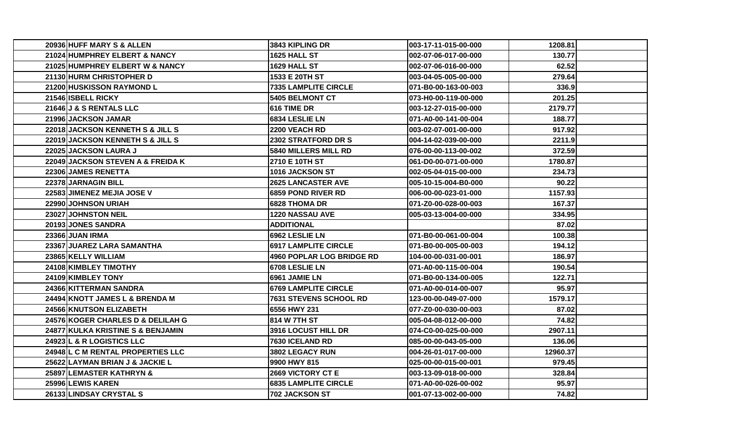| | | | | | |
|---|---|---|---|---|---|
| 20936 | HUFF MARY S & ALLEN | 3843 KIPLING DR | 003-17-11-015-00-000 | 1208.81 | |
| 21024 | HUMPHREY ELBERT & NANCY | 1625 HALL ST | 002-07-06-017-00-000 | 130.77 | |
| 21025 | HUMPHREY ELBERT W & NANCY | 1629 HALL ST | 002-07-06-016-00-000 | 62.52 | |
| 21130 | HURM CHRISTOPHER D | 1533 E 20TH ST | 003-04-05-005-00-000 | 279.64 | |
| 21200 | HUSKISSON RAYMOND L | 7335 LAMPLITE CIRCLE | 071-B0-00-163-00-003 | 336.9 | |
| 21546 | ISBELL RICKY | 5405 BELMONT CT | 073-H0-00-119-00-000 | 201.25 | |
| 21646 | J & S RENTALS LLC | 616 TIME DR | 003-12-27-015-00-000 | 2179.77 | |
| 21996 | JACKSON JAMAR | 6834 LESLIE LN | 071-A0-00-141-00-004 | 188.77 | |
| 22018 | JACKSON KENNETH S & JILL S | 2200 VEACH RD | 003-02-07-001-00-000 | 917.92 | |
| 22019 | JACKSON KENNETH S & JILL S | 2302 STRATFORD DR S | 004-14-02-039-00-000 | 2211.9 | |
| 22025 | JACKSON LAURA J | 5840 MILLERS MILL RD | 076-00-00-113-00-002 | 372.59 | |
| 22049 | JACKSON STEVEN A & FREIDA K | 2710 E 10TH ST | 061-D0-00-071-00-000 | 1780.87 | |
| 22306 | JAMES RENETTA | 1016 JACKSON ST | 002-05-04-015-00-000 | 234.73 | |
| 22378 | JARNAGIN BILL | 2625 LANCASTER AVE | 005-10-15-004-B0-000 | 90.22 | |
| 22583 | JIMENEZ MEJIA JOSE V | 6859 POND RIVER RD | 006-00-00-023-01-000 | 1157.93 | |
| 22990 | JOHNSON URIAH | 6828 THOMA DR | 071-Z0-00-028-00-003 | 167.37 | |
| 23027 | JOHNSTON NEIL | 1220 NASSAU AVE | 005-03-13-004-00-000 | 334.95 | |
| 20193 | JONES SANDRA | ADDITIONAL | | 87.02 | |
| 23366 | JUAN IRMA | 6962 LESLIE LN | 071-B0-00-061-00-004 | 100.38 | |
| 23367 | JUAREZ LARA SAMANTHA | 6917 LAMPLITE CIRCLE | 071-B0-00-005-00-003 | 194.12 | |
| 23865 | KELLY WILLIAM | 4960 POPLAR LOG BRIDGE RD | 104-00-00-031-00-001 | 186.97 | |
| 24108 | KIMBLEY TIMOTHY | 6708 LESLIE LN | 071-A0-00-115-00-004 | 190.54 | |
| 24109 | KIMBLEY TONY | 6961 JAMIE LN | 071-B0-00-134-00-005 | 122.71 | |
| 24366 | KITTERMAN SANDRA | 6769 LAMPLITE CIRCLE | 071-A0-00-014-00-007 | 95.97 | |
| 24494 | KNOTT JAMES L & BRENDA M | 7631 STEVENS SCHOOL RD | 123-00-00-049-07-000 | 1579.17 | |
| 24566 | KNUTSON ELIZABETH | 6556 HWY 231 | 077-Z0-00-030-00-003 | 87.02 | |
| 24576 | KOGER CHARLES D & DELILAH G | 814 W 7TH ST | 005-04-08-012-00-000 | 74.82 | |
| 24877 | KULKA KRISTINE S & BENJAMIN | 3916 LOCUST HILL DR | 074-C0-00-025-00-000 | 2907.11 | |
| 24923 | L & R LOGISTICS LLC | 7630 ICELAND RD | 085-00-00-043-05-000 | 136.06 | |
| 24948 | L C M RENTAL PROPERTIES LLC | 3802 LEGACY RUN | 004-26-01-017-00-000 | 12960.37 | |
| 25622 | LAYMAN BRIAN J & JACKIE L | 9900 HWY 815 | 025-00-00-015-00-001 | 979.45 | |
| 25897 | LEMASTER KATHRYN & | 2669 VICTORY CT E | 003-13-09-018-00-000 | 328.84 | |
| 25996 | LEWIS KAREN | 6835 LAMPLITE CIRCLE | 071-A0-00-026-00-002 | 95.97 | |
| 26133 | LINDSAY CRYSTAL S | 702 JACKSON ST | 001-07-13-002-00-000 | 74.82 | |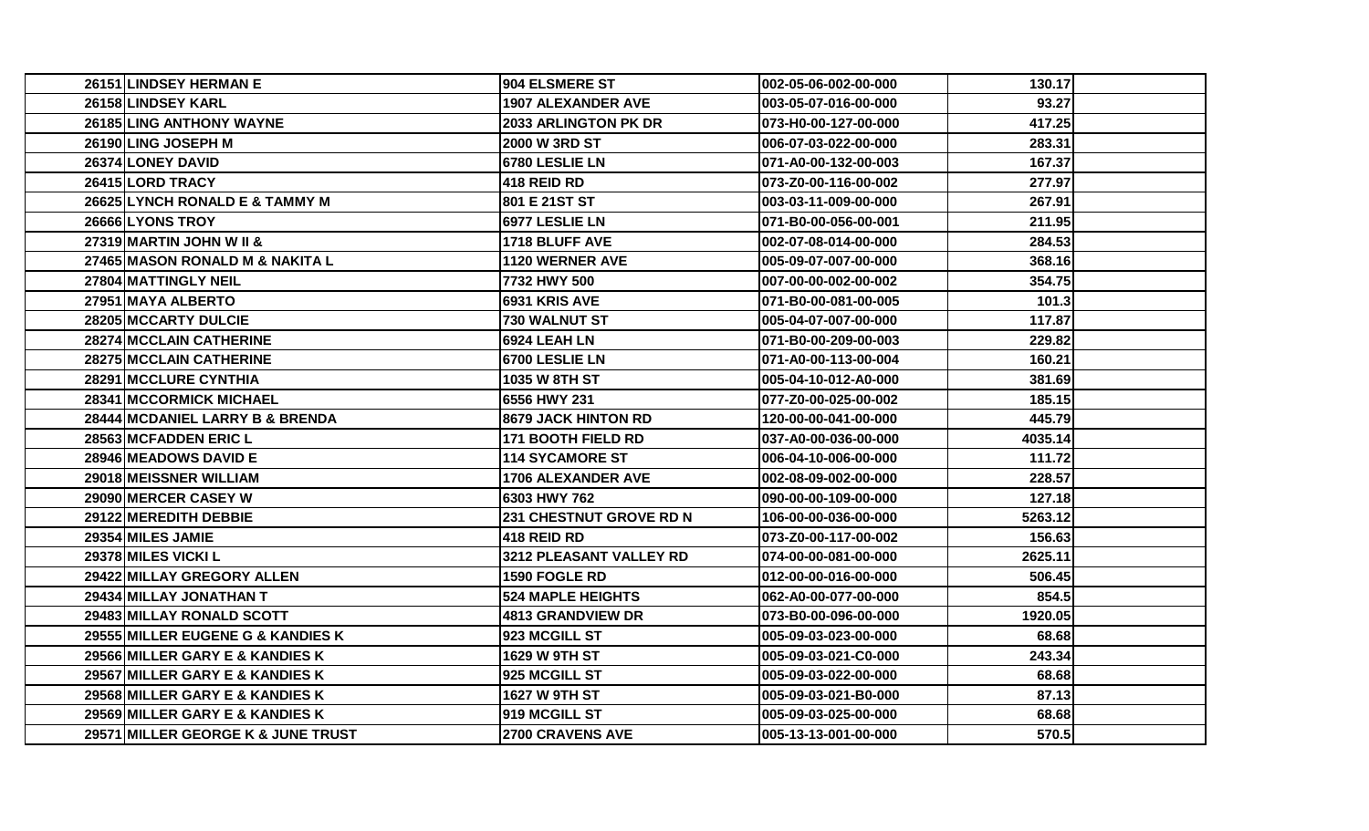| | | | | |
|---|---|---|---|---|
| 26151 | LINDSEY HERMAN E | 904 ELSMERE ST | 002-05-06-002-00-000 | 130.17 | |
| 26158 | LINDSEY KARL | 1907 ALEXANDER AVE | 003-05-07-016-00-000 | 93.27 | |
| 26185 | LING ANTHONY WAYNE | 2033 ARLINGTON PK DR | 073-H0-00-127-00-000 | 417.25 | |
| 26190 | LING JOSEPH M | 2000 W 3RD ST | 006-07-03-022-00-000 | 283.31 | |
| 26374 | LONEY DAVID | 6780 LESLIE LN | 071-A0-00-132-00-003 | 167.37 | |
| 26415 | LORD TRACY | 418 REID RD | 073-Z0-00-116-00-002 | 277.97 | |
| 26625 | LYNCH RONALD E & TAMMY M | 801 E 21ST ST | 003-03-11-009-00-000 | 267.91 | |
| 26666 | LYONS TROY | 6977 LESLIE LN | 071-B0-00-056-00-001 | 211.95 | |
| 27319 | MARTIN JOHN W II & | 1718 BLUFF AVE | 002-07-08-014-00-000 | 284.53 | |
| 27465 | MASON RONALD M & NAKITA L | 1120 WERNER AVE | 005-09-07-007-00-000 | 368.16 | |
| 27804 | MATTINGLY NEIL | 7732 HWY 500 | 007-00-00-002-00-002 | 354.75 | |
| 27951 | MAYA ALBERTO | 6931 KRIS AVE | 071-B0-00-081-00-005 | 101.3 | |
| 28205 | MCCARTY DULCIE | 730 WALNUT ST | 005-04-07-007-00-000 | 117.87 | |
| 28274 | MCCLAIN CATHERINE | 6924 LEAH LN | 071-B0-00-209-00-003 | 229.82 | |
| 28275 | MCCLAIN CATHERINE | 6700 LESLIE LN | 071-A0-00-113-00-004 | 160.21 | |
| 28291 | MCCLURE CYNTHIA | 1035 W 8TH ST | 005-04-10-012-A0-000 | 381.69 | |
| 28341 | MCCORMICK MICHAEL | 6556 HWY 231 | 077-Z0-00-025-00-002 | 185.15 | |
| 28444 | MCDANIEL LARRY B & BRENDA | 8679 JACK HINTON RD | 120-00-00-041-00-000 | 445.79 | |
| 28563 | MCFADDEN ERIC L | 171 BOOTH FIELD RD | 037-A0-00-036-00-000 | 4035.14 | |
| 28946 | MEADOWS DAVID E | 114 SYCAMORE ST | 006-04-10-006-00-000 | 111.72 | |
| 29018 | MEISSNER WILLIAM | 1706 ALEXANDER AVE | 002-08-09-002-00-000 | 228.57 | |
| 29090 | MERCER CASEY W | 6303 HWY 762 | 090-00-00-109-00-000 | 127.18 | |
| 29122 | MEREDITH DEBBIE | 231 CHESTNUT GROVE RD N | 106-00-00-036-00-000 | 5263.12 | |
| 29354 | MILES JAMIE | 418 REID RD | 073-Z0-00-117-00-002 | 156.63 | |
| 29378 | MILES VICKI L | 3212 PLEASANT VALLEY RD | 074-00-00-081-00-000 | 2625.11 | |
| 29422 | MILLAY GREGORY ALLEN | 1590 FOGLE RD | 012-00-00-016-00-000 | 506.45 | |
| 29434 | MILLAY JONATHAN T | 524 MAPLE HEIGHTS | 062-A0-00-077-00-000 | 854.5 | |
| 29483 | MILLAY RONALD SCOTT | 4813 GRANDVIEW DR | 073-B0-00-096-00-000 | 1920.05 | |
| 29555 | MILLER EUGENE G & KANDIES K | 923 MCGILL ST | 005-09-03-023-00-000 | 68.68 | |
| 29566 | MILLER GARY E & KANDIES K | 1629 W 9TH ST | 005-09-03-021-C0-000 | 243.34 | |
| 29567 | MILLER GARY E & KANDIES K | 925 MCGILL ST | 005-09-03-022-00-000 | 68.68 | |
| 29568 | MILLER GARY E & KANDIES K | 1627 W 9TH ST | 005-09-03-021-B0-000 | 87.13 | |
| 29569 | MILLER GARY E & KANDIES K | 919 MCGILL ST | 005-09-03-025-00-000 | 68.68 | |
| 29571 | MILLER GEORGE K & JUNE TRUST | 2700 CRAVENS AVE | 005-13-13-001-00-000 | 570.5 | |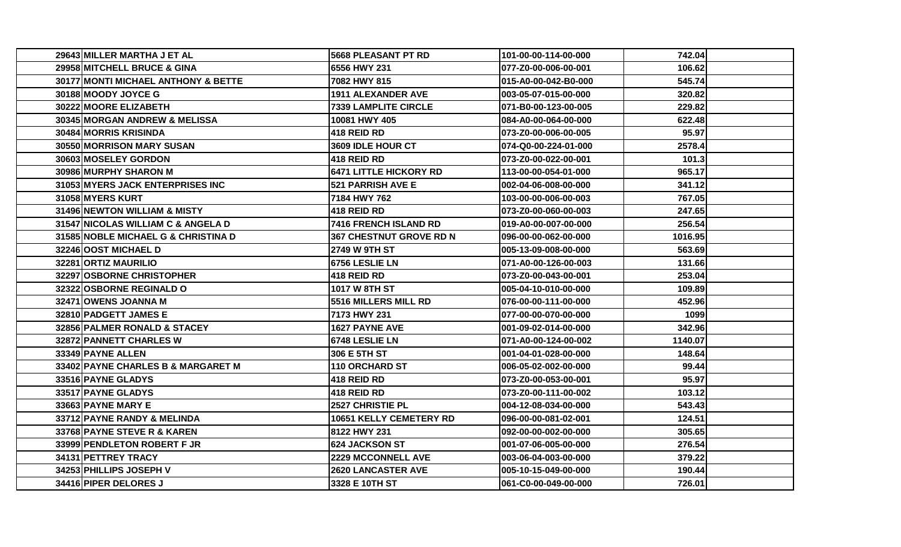| | | | | | |
|---|---|---|---|---|---|
| 29643 | MILLER MARTHA J ET AL | 5668 PLEASANT PT RD | 101-00-00-114-00-000 | 742.04 | |
| 29958 | MITCHELL BRUCE & GINA | 6556 HWY 231 | 077-Z0-00-006-00-001 | 106.62 | |
| 30177 | MONTI MICHAEL ANTHONY & BETTE | 7082 HWY 815 | 015-A0-00-042-B0-000 | 545.74 | |
| 30188 | MOODY JOYCE G | 1911 ALEXANDER AVE | 003-05-07-015-00-000 | 320.82 | |
| 30222 | MOORE ELIZABETH | 7339 LAMPLITE CIRCLE | 071-B0-00-123-00-005 | 229.82 | |
| 30345 | MORGAN ANDREW & MELISSA | 10081 HWY 405 | 084-A0-00-064-00-000 | 622.48 | |
| 30484 | MORRIS KRISINDA | 418 REID RD | 073-Z0-00-006-00-005 | 95.97 | |
| 30550 | MORRISON MARY SUSAN | 3609 IDLE HOUR CT | 074-Q0-00-224-01-000 | 2578.4 | |
| 30603 | MOSELEY GORDON | 418 REID RD | 073-Z0-00-022-00-001 | 101.3 | |
| 30986 | MURPHY SHARON M | 6471 LITTLE HICKORY RD | 113-00-00-054-01-000 | 965.17 | |
| 31053 | MYERS JACK ENTERPRISES INC | 521 PARRISH AVE E | 002-04-06-008-00-000 | 341.12 | |
| 31058 | MYERS KURT | 7184 HWY 762 | 103-00-00-006-00-003 | 767.05 | |
| 31496 | NEWTON WILLIAM & MISTY | 418 REID RD | 073-Z0-00-060-00-003 | 247.65 | |
| 31547 | NICOLAS WILLIAM C & ANGELA D | 7416 FRENCH ISLAND RD | 019-A0-00-007-00-000 | 256.54 | |
| 31585 | NOBLE MICHAEL G & CHRISTINA D | 367 CHESTNUT GROVE RD N | 096-00-00-062-00-000 | 1016.95 | |
| 32246 | OOST MICHAEL D | 2749 W 9TH ST | 005-13-09-008-00-000 | 563.69 | |
| 32281 | ORTIZ MAURILIO | 6756 LESLIE LN | 071-A0-00-126-00-003 | 131.66 | |
| 32297 | OSBORNE CHRISTOPHER | 418 REID RD | 073-Z0-00-043-00-001 | 253.04 | |
| 32322 | OSBORNE REGINALD O | 1017 W 8TH ST | 005-04-10-010-00-000 | 109.89 | |
| 32471 | OWENS JOANNA M | 5516 MILLERS MILL RD | 076-00-00-111-00-000 | 452.96 | |
| 32810 | PADGETT JAMES E | 7173 HWY 231 | 077-00-00-070-00-000 | 1099 | |
| 32856 | PALMER RONALD & STACEY | 1627 PAYNE AVE | 001-09-02-014-00-000 | 342.96 | |
| 32872 | PANNETT CHARLES W | 6748 LESLIE LN | 071-A0-00-124-00-002 | 1140.07 | |
| 33349 | PAYNE ALLEN | 306 E 5TH ST | 001-04-01-028-00-000 | 148.64 | |
| 33402 | PAYNE CHARLES B & MARGARET M | 110 ORCHARD ST | 006-05-02-002-00-000 | 99.44 | |
| 33516 | PAYNE GLADYS | 418 REID RD | 073-Z0-00-053-00-001 | 95.97 | |
| 33517 | PAYNE GLADYS | 418 REID RD | 073-Z0-00-111-00-002 | 103.12 | |
| 33663 | PAYNE MARY E | 2527 CHRISTIE PL | 004-12-08-034-00-000 | 543.43 | |
| 33712 | PAYNE RANDY & MELINDA | 10651 KELLY CEMETERY RD | 096-00-00-081-02-001 | 124.51 | |
| 33768 | PAYNE STEVE R & KAREN | 8122 HWY 231 | 092-00-00-002-00-000 | 305.65 | |
| 33999 | PENDLETON ROBERT F JR | 624 JACKSON ST | 001-07-06-005-00-000 | 276.54 | |
| 34131 | PETTREY TRACY | 2229 MCCONNELL AVE | 003-06-04-003-00-000 | 379.22 | |
| 34253 | PHILLIPS JOSEPH V | 2620 LANCASTER AVE | 005-10-15-049-00-000 | 190.44 | |
| 34416 | PIPER DELORES J | 3328 E 10TH ST | 061-C0-00-049-00-000 | 726.01 | |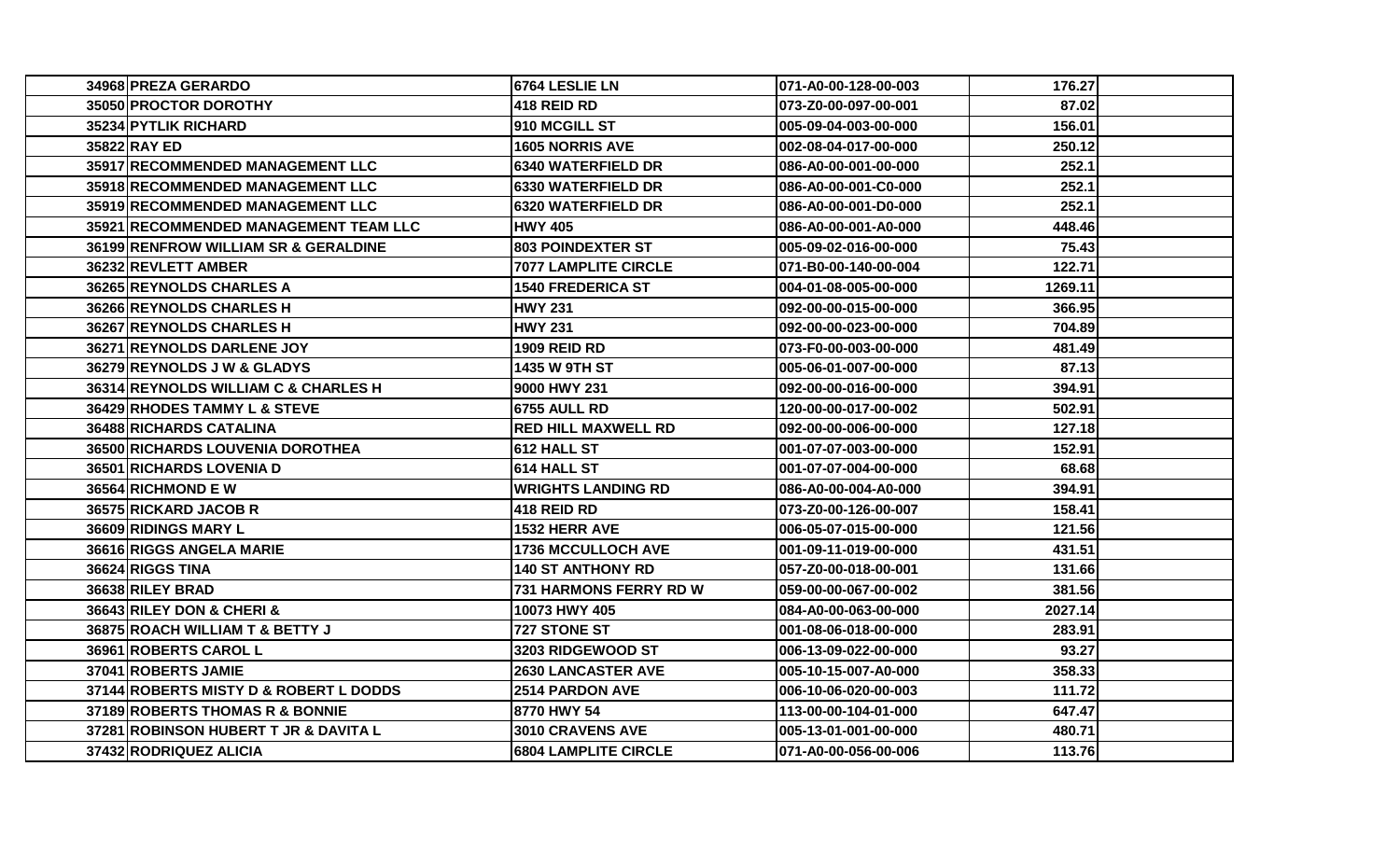| | | | | |
|---|---|---|---|---|
| 34968 | PREZA GERARDO | 6764 LESLIE LN | 071-A0-00-128-00-003 | 176.27 |
| 35050 | PROCTOR DOROTHY | 418 REID RD | 073-Z0-00-097-00-001 | 87.02 |
| 35234 | PYTLIK RICHARD | 910 MCGILL ST | 005-09-04-003-00-000 | 156.01 |
| 35822 | RAY ED | 1605 NORRIS AVE | 002-08-04-017-00-000 | 250.12 |
| 35917 | RECOMMENDED MANAGEMENT LLC | 6340 WATERFIELD DR | 086-A0-00-001-00-000 | 252.1 |
| 35918 | RECOMMENDED MANAGEMENT LLC | 6330 WATERFIELD DR | 086-A0-00-001-C0-000 | 252.1 |
| 35919 | RECOMMENDED MANAGEMENT LLC | 6320 WATERFIELD DR | 086-A0-00-001-D0-000 | 252.1 |
| 35921 | RECOMMENDED MANAGEMENT TEAM LLC | HWY 405 | 086-A0-00-001-A0-000 | 448.46 |
| 36199 | RENFROW WILLIAM SR & GERALDINE | 803 POINDEXTER ST | 005-09-02-016-00-000 | 75.43 |
| 36232 | REVLETT AMBER | 7077 LAMPLITE CIRCLE | 071-B0-00-140-00-004 | 122.71 |
| 36265 | REYNOLDS CHARLES A | 1540 FREDERICA ST | 004-01-08-005-00-000 | 1269.11 |
| 36266 | REYNOLDS CHARLES H | HWY 231 | 092-00-00-015-00-000 | 366.95 |
| 36267 | REYNOLDS CHARLES H | HWY 231 | 092-00-00-023-00-000 | 704.89 |
| 36271 | REYNOLDS DARLENE JOY | 1909 REID RD | 073-F0-00-003-00-000 | 481.49 |
| 36279 | REYNOLDS J W & GLADYS | 1435 W 9TH ST | 005-06-01-007-00-000 | 87.13 |
| 36314 | REYNOLDS WILLIAM C & CHARLES H | 9000 HWY 231 | 092-00-00-016-00-000 | 394.91 |
| 36429 | RHODES TAMMY L & STEVE | 6755 AULL RD | 120-00-00-017-00-002 | 502.91 |
| 36488 | RICHARDS CATALINA | RED HILL MAXWELL RD | 092-00-00-006-00-000 | 127.18 |
| 36500 | RICHARDS LOUVENIA DOROTHEA | 612 HALL ST | 001-07-07-003-00-000 | 152.91 |
| 36501 | RICHARDS LOVENIA D | 614 HALL ST | 001-07-07-004-00-000 | 68.68 |
| 36564 | RICHMOND E W | WRIGHTS LANDING RD | 086-A0-00-004-A0-000 | 394.91 |
| 36575 | RICKARD JACOB R | 418 REID RD | 073-Z0-00-126-00-007 | 158.41 |
| 36609 | RIDINGS MARY L | 1532 HERR AVE | 006-05-07-015-00-000 | 121.56 |
| 36616 | RIGGS ANGELA MARIE | 1736 MCCULLOCH AVE | 001-09-11-019-00-000 | 431.51 |
| 36624 | RIGGS TINA | 140 ST ANTHONY RD | 057-Z0-00-018-00-001 | 131.66 |
| 36638 | RILEY BRAD | 731 HARMONS FERRY RD W | 059-00-00-067-00-002 | 381.56 |
| 36643 | RILEY DON & CHERI & | 10073 HWY 405 | 084-A0-00-063-00-000 | 2027.14 |
| 36875 | ROACH WILLIAM T & BETTY J | 727 STONE ST | 001-08-06-018-00-000 | 283.91 |
| 36961 | ROBERTS CAROL L | 3203 RIDGEWOOD ST | 006-13-09-022-00-000 | 93.27 |
| 37041 | ROBERTS JAMIE | 2630 LANCASTER AVE | 005-10-15-007-A0-000 | 358.33 |
| 37144 | ROBERTS MISTY D & ROBERT L DODDS | 2514 PARDON AVE | 006-10-06-020-00-003 | 111.72 |
| 37189 | ROBERTS THOMAS R & BONNIE | 8770 HWY 54 | 113-00-00-104-01-000 | 647.47 |
| 37281 | ROBINSON HUBERT T JR & DAVITA L | 3010 CRAVENS AVE | 005-13-01-001-00-000 | 480.71 |
| 37432 | RODRIQUEZ ALICIA | 6804 LAMPLITE CIRCLE | 071-A0-00-056-00-006 | 113.76 |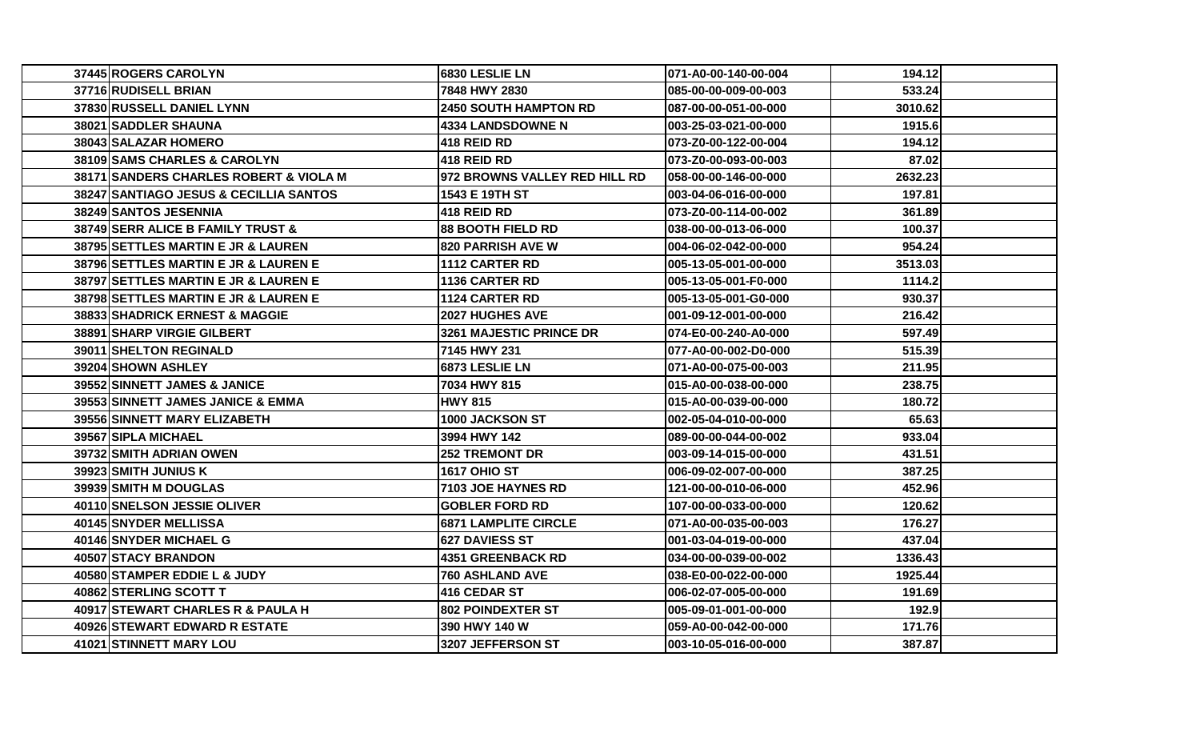| | | | | |
|---|---|---|---|---|
| 37445 | ROGERS CAROLYN | 6830 LESLIE LN | 071-A0-00-140-00-004 | 194.12 |
| 37716 | RUDISELL BRIAN | 7848 HWY 2830 | 085-00-00-009-00-003 | 533.24 |
| 37830 | RUSSELL DANIEL LYNN | 2450 SOUTH HAMPTON RD | 087-00-00-051-00-000 | 3010.62 |
| 38021 | SADDLER SHAUNA | 4334 LANDSDOWNE N | 003-25-03-021-00-000 | 1915.6 |
| 38043 | SALAZAR HOMERO | 418 REID RD | 073-Z0-00-122-00-004 | 194.12 |
| 38109 | SAMS CHARLES & CAROLYN | 418 REID RD | 073-Z0-00-093-00-003 | 87.02 |
| 38171 | SANDERS CHARLES ROBERT & VIOLA M | 972 BROWNS VALLEY RED HILL RD | 058-00-00-146-00-000 | 2632.23 |
| 38247 | SANTIAGO JESUS & CECILLIA SANTOS | 1543 E 19TH ST | 003-04-06-016-00-000 | 197.81 |
| 38249 | SANTOS JESENNIA | 418 REID RD | 073-Z0-00-114-00-002 | 361.89 |
| 38749 | SERR ALICE B FAMILY TRUST & | 88 BOOTH FIELD RD | 038-00-00-013-06-000 | 100.37 |
| 38795 | SETTLES MARTIN E JR & LAUREN | 820 PARRISH AVE W | 004-06-02-042-00-000 | 954.24 |
| 38796 | SETTLES MARTIN E JR & LAUREN E | 1112 CARTER RD | 005-13-05-001-00-000 | 3513.03 |
| 38797 | SETTLES MARTIN E JR & LAUREN E | 1136 CARTER RD | 005-13-05-001-F0-000 | 1114.2 |
| 38798 | SETTLES MARTIN E JR & LAUREN E | 1124 CARTER RD | 005-13-05-001-G0-000 | 930.37 |
| 38833 | SHADRICK ERNEST & MAGGIE | 2027 HUGHES AVE | 001-09-12-001-00-000 | 216.42 |
| 38891 | SHARP VIRGIE GILBERT | 3261 MAJESTIC PRINCE DR | 074-E0-00-240-A0-000 | 597.49 |
| 39011 | SHELTON REGINALD | 7145 HWY 231 | 077-A0-00-002-D0-000 | 515.39 |
| 39204 | SHOWN ASHLEY | 6873 LESLIE LN | 071-A0-00-075-00-003 | 211.95 |
| 39552 | SINNETT JAMES & JANICE | 7034 HWY 815 | 015-A0-00-038-00-000 | 238.75 |
| 39553 | SINNETT JAMES JANICE & EMMA | HWY 815 | 015-A0-00-039-00-000 | 180.72 |
| 39556 | SINNETT MARY ELIZABETH | 1000 JACKSON ST | 002-05-04-010-00-000 | 65.63 |
| 39567 | SIPLA MICHAEL | 3994 HWY 142 | 089-00-00-044-00-002 | 933.04 |
| 39732 | SMITH ADRIAN OWEN | 252 TREMONT DR | 003-09-14-015-00-000 | 431.51 |
| 39923 | SMITH JUNIUS K | 1617 OHIO ST | 006-09-02-007-00-000 | 387.25 |
| 39939 | SMITH M DOUGLAS | 7103 JOE HAYNES RD | 121-00-00-010-06-000 | 452.96 |
| 40110 | SNELSON JESSIE OLIVER | GOBLER FORD RD | 107-00-00-033-00-000 | 120.62 |
| 40145 | SNYDER MELLISSA | 6871 LAMPLITE CIRCLE | 071-A0-00-035-00-003 | 176.27 |
| 40146 | SNYDER MICHAEL G | 627 DAVIESS ST | 001-03-04-019-00-000 | 437.04 |
| 40507 | STACY BRANDON | 4351 GREENBACK RD | 034-00-00-039-00-002 | 1336.43 |
| 40580 | STAMPER EDDIE L & JUDY | 760 ASHLAND AVE | 038-E0-00-022-00-000 | 1925.44 |
| 40862 | STERLING SCOTT T | 416 CEDAR ST | 006-02-07-005-00-000 | 191.69 |
| 40917 | STEWART CHARLES R & PAULA H | 802 POINDEXTER ST | 005-09-01-001-00-000 | 192.9 |
| 40926 | STEWART EDWARD R ESTATE | 390 HWY 140 W | 059-A0-00-042-00-000 | 171.76 |
| 41021 | STINNETT MARY LOU | 3207 JEFFERSON ST | 003-10-05-016-00-000 | 387.87 |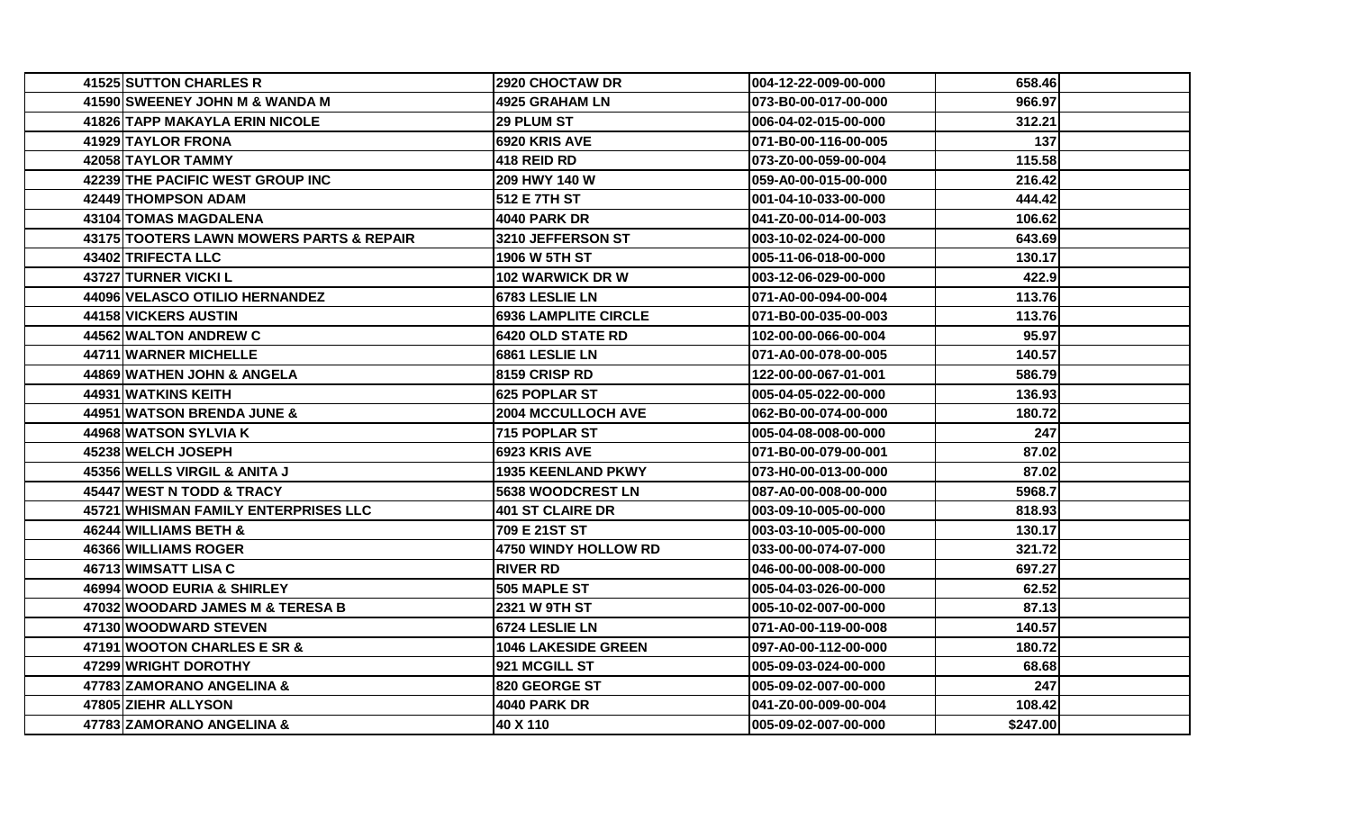| | | | | |
|---|---|---|---|---|
| 41525 | SUTTON CHARLES R | 2920 CHOCTAW DR | 004-12-22-009-00-000 | 658.46 |
| 41590 | SWEENEY JOHN M & WANDA M | 4925 GRAHAM LN | 073-B0-00-017-00-000 | 966.97 |
| 41826 | TAPP MAKAYLA ERIN NICOLE | 29 PLUM ST | 006-04-02-015-00-000 | 312.21 |
| 41929 | TAYLOR FRONA | 6920 KRIS AVE | 071-B0-00-116-00-005 | 137 |
| 42058 | TAYLOR TAMMY | 418 REID RD | 073-Z0-00-059-00-004 | 115.58 |
| 42239 | THE PACIFIC WEST GROUP INC | 209 HWY 140 W | 059-A0-00-015-00-000 | 216.42 |
| 42449 | THOMPSON ADAM | 512 E 7TH ST | 001-04-10-033-00-000 | 444.42 |
| 43104 | TOMAS MAGDALENA | 4040 PARK DR | 041-Z0-00-014-00-003 | 106.62 |
| 43175 | TOOTERS LAWN MOWERS PARTS & REPAIR | 3210 JEFFERSON ST | 003-10-02-024-00-000 | 643.69 |
| 43402 | TRIFECTA LLC | 1906 W 5TH ST | 005-11-06-018-00-000 | 130.17 |
| 43727 | TURNER VICKI L | 102 WARWICK DR W | 003-12-06-029-00-000 | 422.9 |
| 44096 | VELASCO OTILIO HERNANDEZ | 6783 LESLIE LN | 071-A0-00-094-00-004 | 113.76 |
| 44158 | VICKERS AUSTIN | 6936 LAMPLITE CIRCLE | 071-B0-00-035-00-003 | 113.76 |
| 44562 | WALTON ANDREW C | 6420 OLD STATE RD | 102-00-00-066-00-004 | 95.97 |
| 44711 | WARNER MICHELLE | 6861 LESLIE LN | 071-A0-00-078-00-005 | 140.57 |
| 44869 | WATHEN JOHN & ANGELA | 8159 CRISP RD | 122-00-00-067-01-001 | 586.79 |
| 44931 | WATKINS KEITH | 625 POPLAR ST | 005-04-05-022-00-000 | 136.93 |
| 44951 | WATSON BRENDA JUNE & | 2004 MCCULLOCH AVE | 062-B0-00-074-00-000 | 180.72 |
| 44968 | WATSON SYLVIA K | 715 POPLAR ST | 005-04-08-008-00-000 | 247 |
| 45238 | WELCH JOSEPH | 6923 KRIS AVE | 071-B0-00-079-00-001 | 87.02 |
| 45356 | WELLS VIRGIL & ANITA J | 1935 KEENLAND PKWY | 073-H0-00-013-00-000 | 87.02 |
| 45447 | WEST N TODD & TRACY | 5638 WOODCREST LN | 087-A0-00-008-00-000 | 5968.7 |
| 45721 | WHISMAN FAMILY ENTERPRISES LLC | 401 ST CLAIRE DR | 003-09-10-005-00-000 | 818.93 |
| 46244 | WILLIAMS BETH & | 709 E 21ST ST | 003-03-10-005-00-000 | 130.17 |
| 46366 | WILLIAMS ROGER | 4750 WINDY HOLLOW RD | 033-00-00-074-07-000 | 321.72 |
| 46713 | WIMSATT LISA C | RIVER RD | 046-00-00-008-00-000 | 697.27 |
| 46994 | WOOD EURIA & SHIRLEY | 505 MAPLE ST | 005-04-03-026-00-000 | 62.52 |
| 47032 | WOODARD JAMES M & TERESA B | 2321 W 9TH ST | 005-10-02-007-00-000 | 87.13 |
| 47130 | WOODWARD STEVEN | 6724 LESLIE LN | 071-A0-00-119-00-008 | 140.57 |
| 47191 | WOOTON CHARLES E SR & | 1046 LAKESIDE GREEN | 097-A0-00-112-00-000 | 180.72 |
| 47299 | WRIGHT DOROTHY | 921 MCGILL ST | 005-09-03-024-00-000 | 68.68 |
| 47783 | ZAMORANO ANGELINA & | 820 GEORGE ST | 005-09-02-007-00-000 | 247 |
| 47805 | ZIEHR ALLYSON | 4040 PARK DR | 041-Z0-00-009-00-004 | 108.42 |
| 47783 | ZAMORANO ANGELINA & | 40 X 110 | 005-09-02-007-00-000 | $247.00 |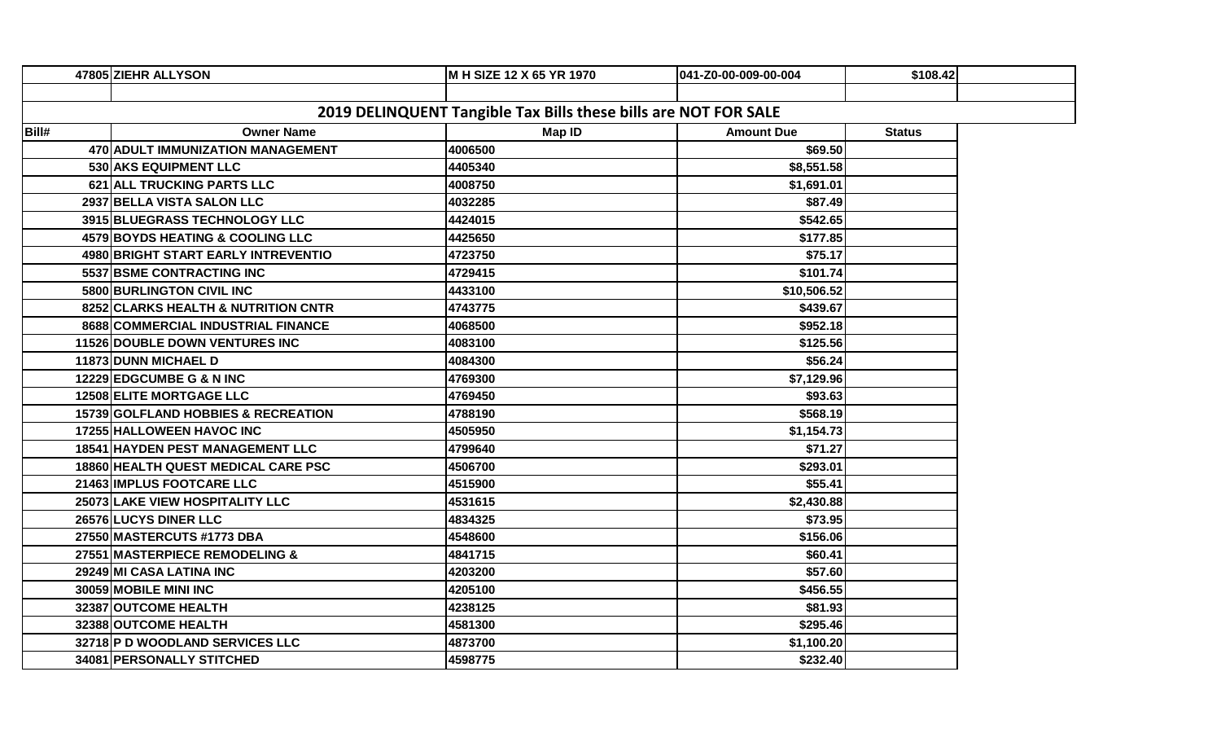| 47805 | ZIEHR ALLYSON | M H SIZE 12 X 65 YR 1970 | 041-Z0-00-009-00-004 | $108.42 |
|---|---|---|---|---|

## 2019 DELINQUENT Tangible Tax Bills these bills are NOT FOR SALE

| Bill# | Owner Name | Map ID | Amount Due | Status |
|---|---|---|---|---|
| 470 | ADULT IMMUNIZATION MANAGEMENT | 4006500 | $69.50 | |
| 530 | AKS EQUIPMENT LLC | 4405340 | $8,551.58 | |
| 621 | ALL TRUCKING PARTS LLC | 4008750 | $1,691.01 | |
| 2937 | BELLA VISTA SALON LLC | 4032285 | $87.49 | |
| 3915 | BLUEGRASS TECHNOLOGY LLC | 4424015 | $542.65 | |
| 4579 | BOYDS HEATING & COOLING LLC | 4425650 | $177.85 | |
| 4980 | BRIGHT START EARLY INTREVENTIO | 4723750 | $75.17 | |
| 5537 | BSME CONTRACTING INC | 4729415 | $101.74 | |
| 5800 | BURLINGTON CIVIL INC | 4433100 | $10,506.52 | |
| 8252 | CLARKS HEALTH & NUTRITION CNTR | 4743775 | $439.67 | |
| 8688 | COMMERCIAL INDUSTRIAL FINANCE | 4068500 | $952.18 | |
| 11526 | DOUBLE DOWN VENTURES INC | 4083100 | $125.56 | |
| 11873 | DUNN MICHAEL D | 4084300 | $56.24 | |
| 12229 | EDGCUMBE G & N INC | 4769300 | $7,129.96 | |
| 12508 | ELITE MORTGAGE LLC | 4769450 | $93.63 | |
| 15739 | GOLFLAND HOBBIES & RECREATION | 4788190 | $568.19 | |
| 17255 | HALLOWEEN HAVOC INC | 4505950 | $1,154.73 | |
| 18541 | HAYDEN PEST MANAGEMENT LLC | 4799640 | $71.27 | |
| 18860 | HEALTH QUEST MEDICAL CARE PSC | 4506700 | $293.01 | |
| 21463 | IMPLUS FOOTCARE LLC | 4515900 | $55.41 | |
| 25073 | LAKE VIEW HOSPITALITY LLC | 4531615 | $2,430.88 | |
| 26576 | LUCYS DINER LLC | 4834325 | $73.95 | |
| 27550 | MASTERCUTS #1773 DBA | 4548600 | $156.06 | |
| 27551 | MASTERPIECE REMODELING & | 4841715 | $60.41 | |
| 29249 | MI CASA LATINA INC | 4203200 | $57.60 | |
| 30059 | MOBILE MINI INC | 4205100 | $456.55 | |
| 32387 | OUTCOME HEALTH | 4238125 | $81.93 | |
| 32388 | OUTCOME HEALTH | 4581300 | $295.46 | |
| 32718 | P D WOODLAND SERVICES LLC | 4873700 | $1,100.20 | |
| 34081 | PERSONALLY STITCHED | 4598775 | $232.40 | |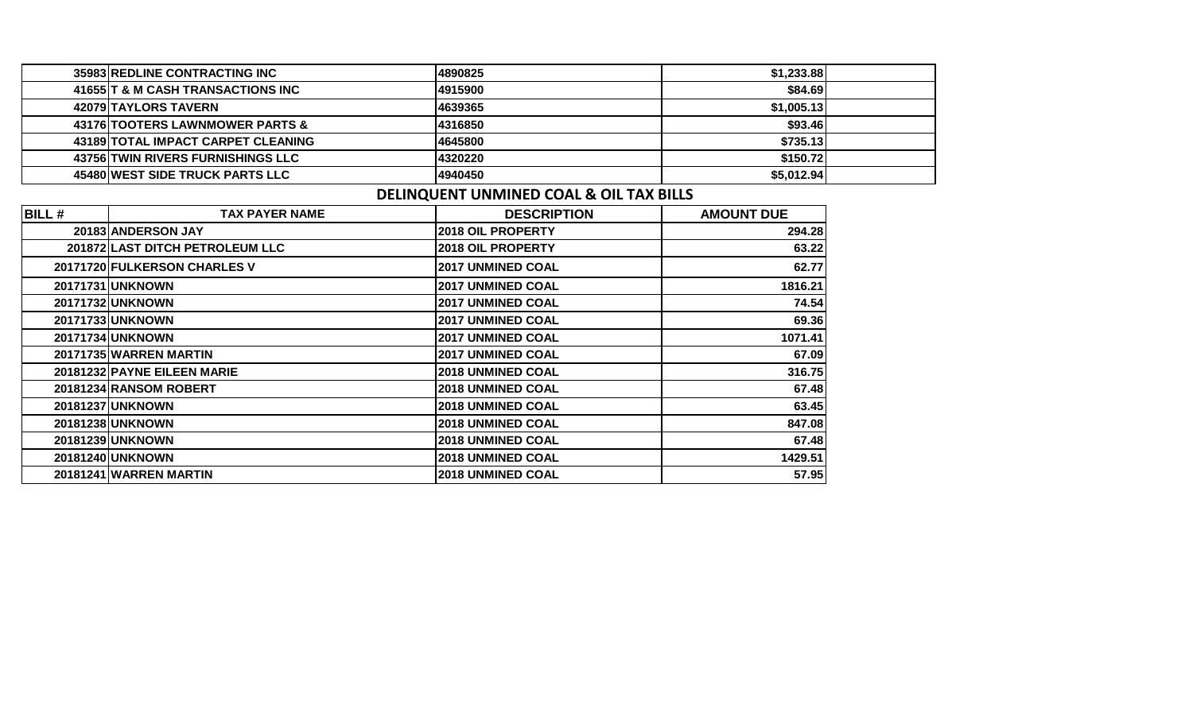| | | | | |
|---|---|---|---|---|
| 35983 | REDLINE CONTRACTING INC | 4890825 | $1,233.88 | |
| 41655 | T & M CASH TRANSACTIONS INC | 4915900 | $84.69 | |
| 42079 | TAYLORS TAVERN | 4639365 | $1,005.13 | |
| 43176 | TOOTERS LAWNMOWER PARTS & | 4316850 | $93.46 | |
| 43189 | TOTAL IMPACT CARPET CLEANING | 4645800 | $735.13 | |
| 43756 | TWIN RIVERS FURNISHINGS LLC | 4320220 | $150.72 | |
| 45480 | WEST SIDE TRUCK PARTS LLC | 4940450 | $5,012.94 | |

## DELINQUENT UNMINED COAL & OIL TAX BILLS

| BILL # | TAX PAYER NAME | DESCRIPTION | AMOUNT DUE |
|---|---|---|---|
| 20183 | ANDERSON JAY | 2018 OIL PROPERTY | 294.28 |
| 201872 | LAST DITCH PETROLEUM LLC | 2018 OIL PROPERTY | 63.22 |
| 20171720 | FULKERSON CHARLES V | 2017 UNMINED COAL | 62.77 |
| 20171731 | UNKNOWN | 2017 UNMINED COAL | 1816.21 |
| 20171732 | UNKNOWN | 2017 UNMINED COAL | 74.54 |
| 20171733 | UNKNOWN | 2017 UNMINED COAL | 69.36 |
| 20171734 | UNKNOWN | 2017 UNMINED COAL | 1071.41 |
| 20171735 | WARREN MARTIN | 2017 UNMINED COAL | 67.09 |
| 20181232 | PAYNE EILEEN MARIE | 2018 UNMINED COAL | 316.75 |
| 20181234 | RANSOM ROBERT | 2018 UNMINED COAL | 67.48 |
| 20181237 | UNKNOWN | 2018 UNMINED COAL | 63.45 |
| 20181238 | UNKNOWN | 2018 UNMINED COAL | 847.08 |
| 20181239 | UNKNOWN | 2018 UNMINED COAL | 67.48 |
| 20181240 | UNKNOWN | 2018 UNMINED COAL | 1429.51 |
| 20181241 | WARREN MARTIN | 2018 UNMINED COAL | 57.95 |